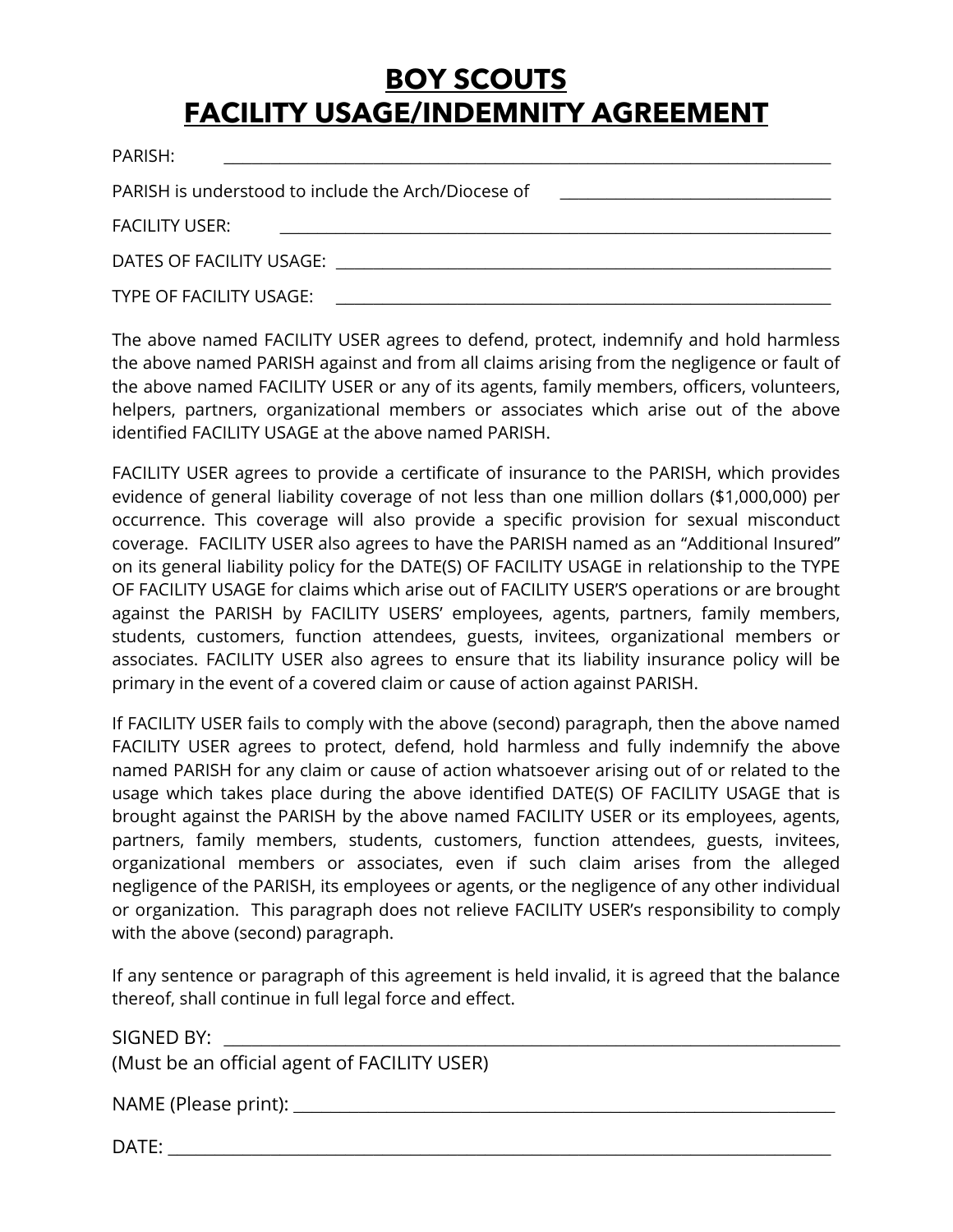# BOY SCOUTS
# FACILITY USAGE/INDEMNITY AGREEMENT

PARISH: ______________________________________________________________________________

PARISH is understood to include the Arch/Diocese of __________________________________

FACILITY USER: ______________________________________________________________________

DATES OF FACILITY USAGE: ______________________________________________________________

TYPE OF FACILITY USAGE: _______________________________________________________________

The above named FACILITY USER agrees to defend, protect, indemnify and hold harmless the above named PARISH against and from all claims arising from the negligence or fault of the above named FACILITY USER or any of its agents, family members, officers, volunteers, helpers, partners, organizational members or associates which arise out of the above identified FACILITY USAGE at the above named PARISH.

FACILITY USER agrees to provide a certificate of insurance to the PARISH, which provides evidence of general liability coverage of not less than one million dollars ($1,000,000) per occurrence. This coverage will also provide a specific provision for sexual misconduct coverage. FACILITY USER also agrees to have the PARISH named as an "Additional Insured" on its general liability policy for the DATE(S) OF FACILITY USAGE in relationship to the TYPE OF FACILITY USAGE for claims which arise out of FACILITY USER'S operations or are brought against the PARISH by FACILITY USERS' employees, agents, partners, family members, students, customers, function attendees, guests, invitees, organizational members or associates. FACILITY USER also agrees to ensure that its liability insurance policy will be primary in the event of a covered claim or cause of action against PARISH.

If FACILITY USER fails to comply with the above (second) paragraph, then the above named FACILITY USER agrees to protect, defend, hold harmless and fully indemnify the above named PARISH for any claim or cause of action whatsoever arising out of or related to the usage which takes place during the above identified DATE(S) OF FACILITY USAGE that is brought against the PARISH by the above named FACILITY USER or its employees, agents, partners, family members, students, customers, function attendees, guests, invitees, organizational members or associates, even if such claim arises from the alleged negligence of the PARISH, its employees or agents, or the negligence of any other individual or organization. This paragraph does not relieve FACILITY USER's responsibility to comply with the above (second) paragraph.

If any sentence or paragraph of this agreement is held invalid, it is agreed that the balance thereof, shall continue in full legal force and effect.

SIGNED BY: __________________________________________________________________________
(Must be an official agent of FACILITY USER)

NAME (Please print): __________________________________________________________________

DATE: ______________________________________________________________________________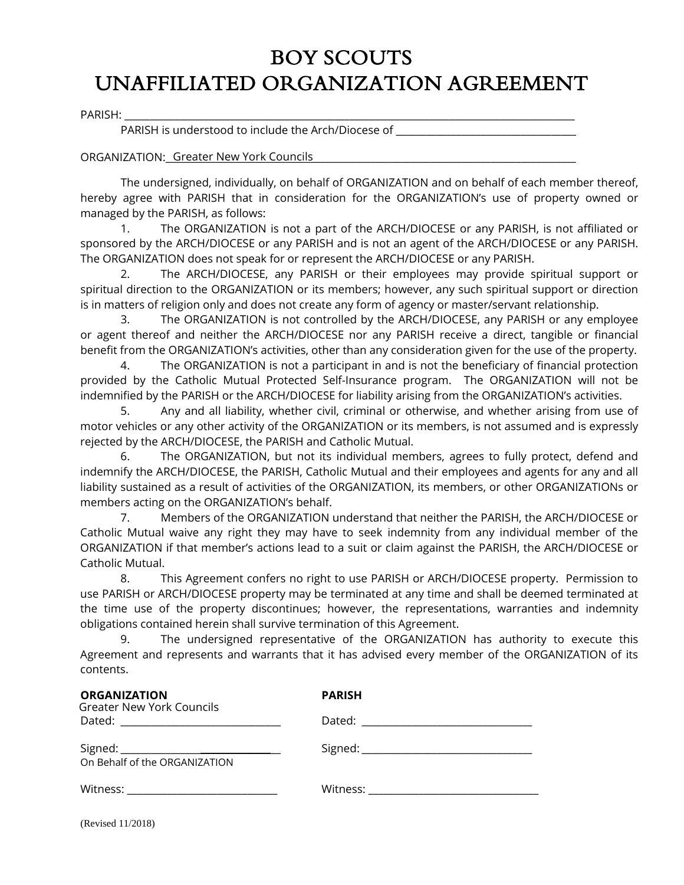# BOY SCOUTS
# UNAFFILIATED ORGANIZATION AGREEMENT

PARISH: ______________________________________________________________________________

PARISH is understood to include the Arch/Diocese of ______________________________

ORGANIZATION: Greater New York Councils ______________________________________________

The undersigned, individually, on behalf of ORGANIZATION and on behalf of each member thereof, hereby agree with PARISH that in consideration for the ORGANIZATION's use of property owned or managed by the PARISH, as follows:

1. The ORGANIZATION is not a part of the ARCH/DIOCESE or any PARISH, is not affiliated or sponsored by the ARCH/DIOCESE or any PARISH and is not an agent of the ARCH/DIOCESE or any PARISH. The ORGANIZATION does not speak for or represent the ARCH/DIOCESE or any PARISH.
2. The ARCH/DIOCESE, any PARISH or their employees may provide spiritual support or spiritual direction to the ORGANIZATION or its members; however, any such spiritual support or direction is in matters of religion only and does not create any form of agency or master/servant relationship.
3. The ORGANIZATION is not controlled by the ARCH/DIOCESE, any PARISH or any employee or agent thereof and neither the ARCH/DIOCESE nor any PARISH receive a direct, tangible or financial benefit from the ORGANIZATION's activities, other than any consideration given for the use of the property.
4. The ORGANIZATION is not a participant in and is not the beneficiary of financial protection provided by the Catholic Mutual Protected Self-Insurance program. The ORGANIZATION will not be indemnified by the PARISH or the ARCH/DIOCESE for liability arising from the ORGANIZATION's activities.
5. Any and all liability, whether civil, criminal or otherwise, and whether arising from use of motor vehicles or any other activity of the ORGANIZATION or its members, is not assumed and is expressly rejected by the ARCH/DIOCESE, the PARISH and Catholic Mutual.
6. The ORGANIZATION, but not its individual members, agrees to fully protect, defend and indemnify the ARCH/DIOCESE, the PARISH, Catholic Mutual and their employees and agents for any and all liability sustained as a result of activities of the ORGANIZATION, its members, or other ORGANIZATIONs or members acting on the ORGANIZATION's behalf.
7. Members of the ORGANIZATION understand that neither the PARISH, the ARCH/DIOCESE or Catholic Mutual waive any right they may have to seek indemnity from any individual member of the ORGANIZATION if that member's actions lead to a suit or claim against the PARISH, the ARCH/DIOCESE or Catholic Mutual.
8. This Agreement confers no right to use PARISH or ARCH/DIOCESE property. Permission to use PARISH or ARCH/DIOCESE property may be terminated at any time and shall be deemed terminated at the time use of the property discontinues; however, the representations, warranties and indemnity obligations contained herein shall survive termination of this Agreement.
9. The undersigned representative of the ORGANIZATION has authority to execute this Agreement and represents and warrants that it has advised every member of the ORGANIZATION of its contents.

**ORGANIZATION**

Greater New York Councils

Dated: ______________________________

Signed: ______________________________

On Behalf of the ORGANIZATION

Witness: ______________________________

**PARISH**

Dated: ______________________________

Signed: ______________________________

Witness: ______________________________

(Revised 11/2018)